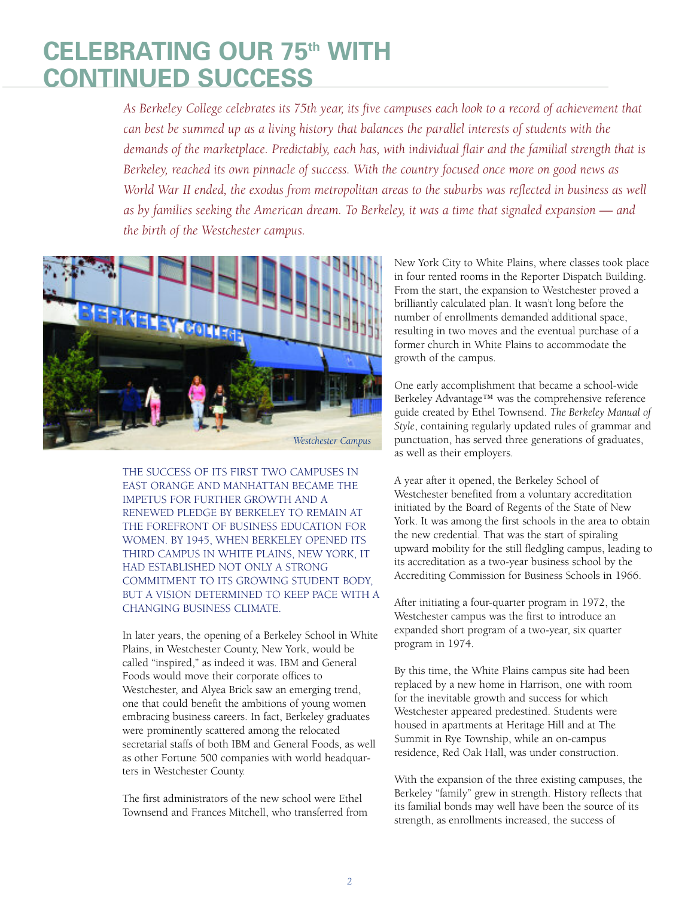# CELEBRATING OUR 75th WITH CONTINUED SUCCESS

*As Berkeley College celebrates its 75th year, its five campuses each look to a record of achievement that can best be summed up as a living history that balances the parallel interests of students with the demands of the marketplace. Predictably, each has, with individual flair and the familial strength that is Berkeley, reached its own pinnacle of success. With the country focused once more on good news as World War II ended, the exodus from metropolitan areas to the suburbs was reflected in business as well as by families seeking the American dream. To Berkeley, it was a time that signaled expansion — and the birth of the Westchester campus.*

*Westchester Campus*

THE SUCCESS OF ITS FIRST TWO CAMPUSES IN EAST ORANGE AND MANHATTAN BECAME THE IMPETUS FOR FURTHER GROWTH AND A RENEWED PLEDGE BY BERKELEY TO REMAIN AT THE FOREFRONT OF BUSINESS EDUCATION FOR WOMEN. BY 1945, WHEN BERKELEY OPENED ITS THIRD CAMPUS IN WHITE PLAINS, NEW YORK, IT HAD ESTABLISHED NOT ONLY A STRONG COMMITMENT TO ITS GROWING STUDENT BODY, BUT A VISION DETERMINED TO KEEP PACE WITH A CHANGING BUSINESS CLIMATE.

In later years, the opening of a Berkeley School in White Plains, in Westchester County, New York, would be called "inspired," as indeed it was. IBM and General Foods would move their corporate offices to Westchester, and Alyea Brick saw an emerging trend, one that could benefit the ambitions of young women embracing business careers. In fact, Berkeley graduates were prominently scattered among the relocated secretarial staffs of both IBM and General Foods, as well as other Fortune 500 companies with world headquarters in Westchester County.

The first administrators of the new school were Ethel Townsend and Frances Mitchell, who transferred from New York City to White Plains, where classes took place in four rented rooms in the Reporter Dispatch Building. From the start, the expansion to Westchester proved a brilliantly calculated plan. It wasn't long before the number of enrollments demanded additional space, resulting in two moves and the eventual purchase of a former church in White Plains to accommodate the growth of the campus.

One early accomplishment that became a school-wide Berkeley Advantage™ was the comprehensive reference guide created by Ethel Townsend. *The Berkeley Manual of Style*, containing regularly updated rules of grammar and punctuation, has served three generations of graduates, as well as their employers.

A year after it opened, the Berkeley School of Westchester benefited from a voluntary accreditation initiated by the Board of Regents of the State of New York. It was among the first schools in the area to obtain the new credential. That was the start of spiraling upward mobility for the still fledgling campus, leading to its accreditation as a two-year business school by the Accrediting Commission for Business Schools in 1966.

After initiating a four-quarter program in 1972, the Westchester campus was the first to introduce an expanded short program of a two-year, six quarter program in 1974.

By this time, the White Plains campus site had been replaced by a new home in Harrison, one with room for the inevitable growth and success for which Westchester appeared predestined. Students were housed in apartments at Heritage Hill and at The Summit in Rye Township, while an on-campus residence, Red Oak Hall, was under construction.

With the expansion of the three existing campuses, the Berkeley "family" grew in strength. History reflects that its familial bonds may well have been the source of its strength, as enrollments increased, the success of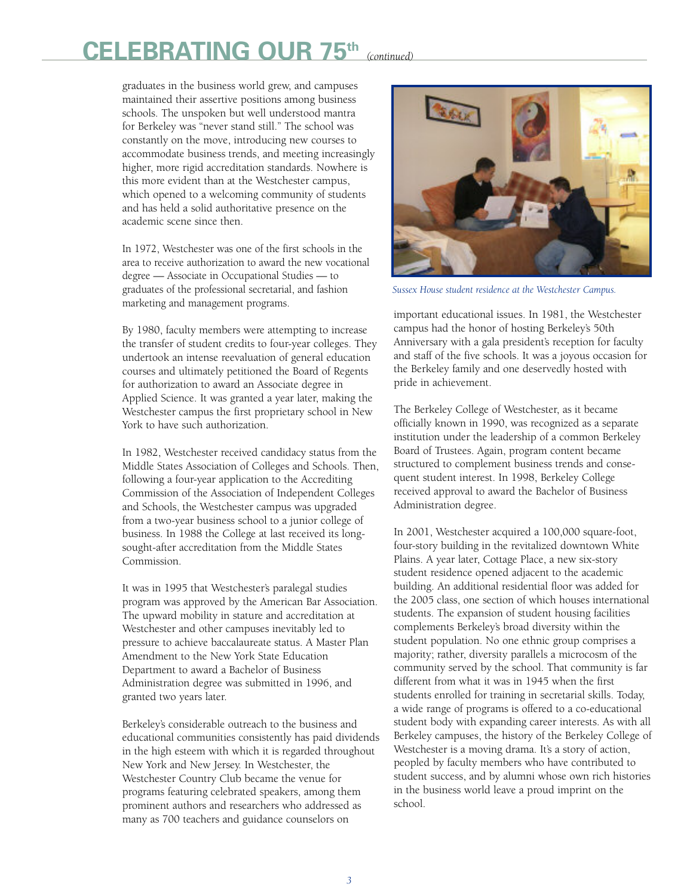# CELEBRATING OUR 75th *(continued)*

graduates in the business world grew, and campuses maintained their assertive positions among business schools. The unspoken but well understood mantra for Berkeley was "never stand still." The school was constantly on the move, introducing new courses to accommodate business trends, and meeting increasingly higher, more rigid accreditation standards. Nowhere is this more evident than at the Westchester campus, which opened to a welcoming community of students and has held a solid authoritative presence on the academic scene since then.

In 1972, Westchester was one of the first schools in the area to receive authorization to award the new vocational degree — Associate in Occupational Studies — to graduates of the professional secretarial, and fashion marketing and management programs.

By 1980, faculty members were attempting to increase the transfer of student credits to four-year colleges. They undertook an intense reevaluation of general education courses and ultimately petitioned the Board of Regents for authorization to award an Associate degree in Applied Science. It was granted a year later, making the Westchester campus the first proprietary school in New York to have such authorization.

In 1982, Westchester received candidacy status from the Middle States Association of Colleges and Schools. Then, following a four-year application to the Accrediting Commission of the Association of Independent Colleges and Schools, the Westchester campus was upgraded from a two-year business school to a junior college of business. In 1988 the College at last received its long-sought-after accreditation from the Middle States Commission.

It was in 1995 that Westchester's paralegal studies program was approved by the American Bar Association. The upward mobility in stature and accreditation at Westchester and other campuses inevitably led to pressure to achieve baccalaureate status. A Master Plan Amendment to the New York State Education Department to award a Bachelor of Business Administration degree was submitted in 1996, and granted two years later.

Berkeley's considerable outreach to the business and educational communities consistently has paid dividends in the high esteem with which it is regarded throughout New York and New Jersey. In Westchester, the Westchester Country Club became the venue for programs featuring celebrated speakers, among them prominent authors and researchers who addressed as many as 700 teachers and guidance counselors on important educational issues. In 1981, the Westchester campus had the honor of hosting Berkeley's 50th Anniversary with a gala president's reception for faculty and staff of the five schools. It was a joyous occasion for the Berkeley family and one deservedly hosted with pride in achievement.

*Sussex House student residence at the Westchester Campus.*

The Berkeley College of Westchester, as it became officially known in 1990, was recognized as a separate institution under the leadership of a common Berkeley Board of Trustees. Again, program content became structured to complement business trends and consequent student interest. In 1998, Berkeley College received approval to award the Bachelor of Business Administration degree.

In 2001, Westchester acquired a 100,000 square-foot, four-story building in the revitalized downtown White Plains. A year later, Cottage Place, a new six-story student residence opened adjacent to the academic building. An additional residential floor was added for the 2005 class, one section of which houses international students. The expansion of student housing facilities complements Berkeley's broad diversity within the student population. No one ethnic group comprises a majority; rather, diversity parallels a microcosm of the community served by the school. That community is far different from what it was in 1945 when the first students enrolled for training in secretarial skills. Today, a wide range of programs is offered to a co-educational student body with expanding career interests. As with all Berkeley campuses, the history of the Berkeley College of Westchester is a moving drama. It's a story of action, peopled by faculty members who have contributed to student success, and by alumni whose own rich histories in the business world leave a proud imprint on the school.